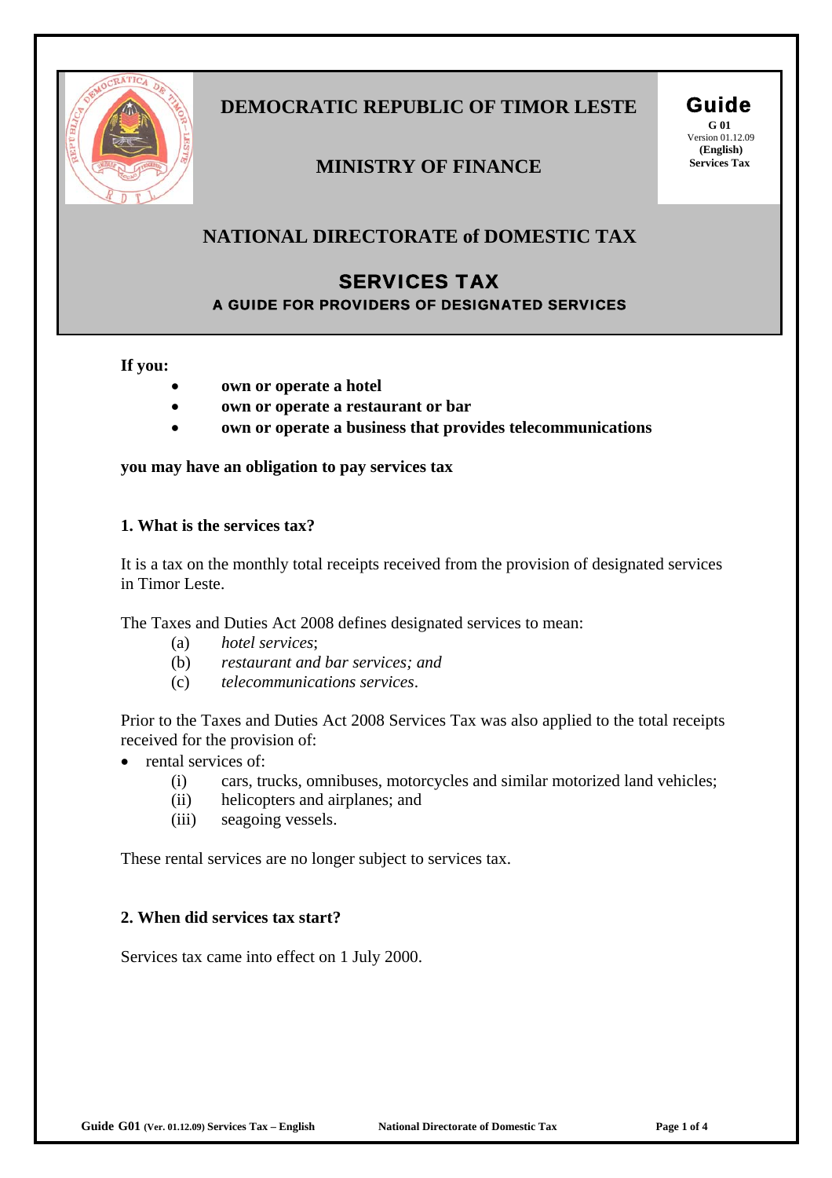# DEMOCRATIC REPUBLIC OF TIMOR LESTE

## MINISTRY OF FINANCE

**Guide**
**G 01**
Version 01.12.09
**(English)**
**Services Tax**

## NATIONAL DIRECTORATE of DOMESTIC TAX

# SERVICES TAX

**A GUIDE FOR PROVIDERS OF DESIGNATED SERVICES**

**If you:**

- **own or operate a hotel**
- **own or operate a restaurant or bar**
- **own or operate a business that provides telecommunications**

**you may have an obligation to pay services tax**

### 1. What is the services tax?

It is a tax on the monthly total receipts received from the provision of designated services in Timor Leste.

The Taxes and Duties Act 2008 defines designated services to mean:

(a) *hotel services*;
(b) *restaurant and bar services; and*
(c) *telecommunications services*.

Prior to the Taxes and Duties Act 2008 Services Tax was also applied to the total receipts received for the provision of:

- rental services of:
  - (i) cars, trucks, omnibuses, motorcycles and similar motorized land vehicles;
  - (ii) helicopters and airplanes; and
  - (iii) seagoing vessels.

These rental services are no longer subject to services tax.

### 2. When did services tax start?

Services tax came into effect on 1 July 2000.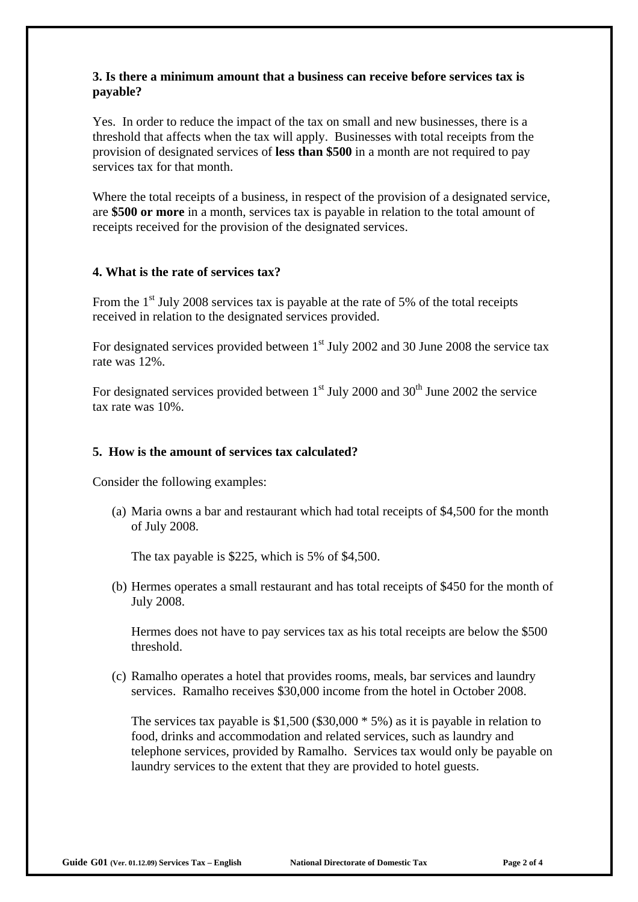### 3. Is there a minimum amount that a business can receive before services tax is payable?

Yes. In order to reduce the impact of the tax on small and new businesses, there is a threshold that affects when the tax will apply. Businesses with total receipts from the provision of designated services of **less than $500** in a month are not required to pay services tax for that month.

Where the total receipts of a business, in respect of the provision of a designated service, are **$500 or more** in a month, services tax is payable in relation to the total amount of receipts received for the provision of the designated services.

### 4. What is the rate of services tax?

From the 1st July 2008 services tax is payable at the rate of 5% of the total receipts received in relation to the designated services provided.

For designated services provided between 1st July 2002 and 30 June 2008 the service tax rate was 12%.

For designated services provided between 1st July 2000 and 30th June 2002 the service tax rate was 10%.

### 5. How is the amount of services tax calculated?

Consider the following examples:

(a) Maria owns a bar and restaurant which had total receipts of $4,500 for the month of July 2008.

The tax payable is $225, which is 5% of $4,500.

(b) Hermes operates a small restaurant and has total receipts of $450 for the month of July 2008.

Hermes does not have to pay services tax as his total receipts are below the $500 threshold.

(c) Ramalho operates a hotel that provides rooms, meals, bar services and laundry services. Ramalho receives $30,000 income from the hotel in October 2008.

The services tax payable is $1,500 ($30,000 * 5%) as it is payable in relation to food, drinks and accommodation and related services, such as laundry and telephone services, provided by Ramalho. Services tax would only be payable on laundry services to the extent that they are provided to hotel guests.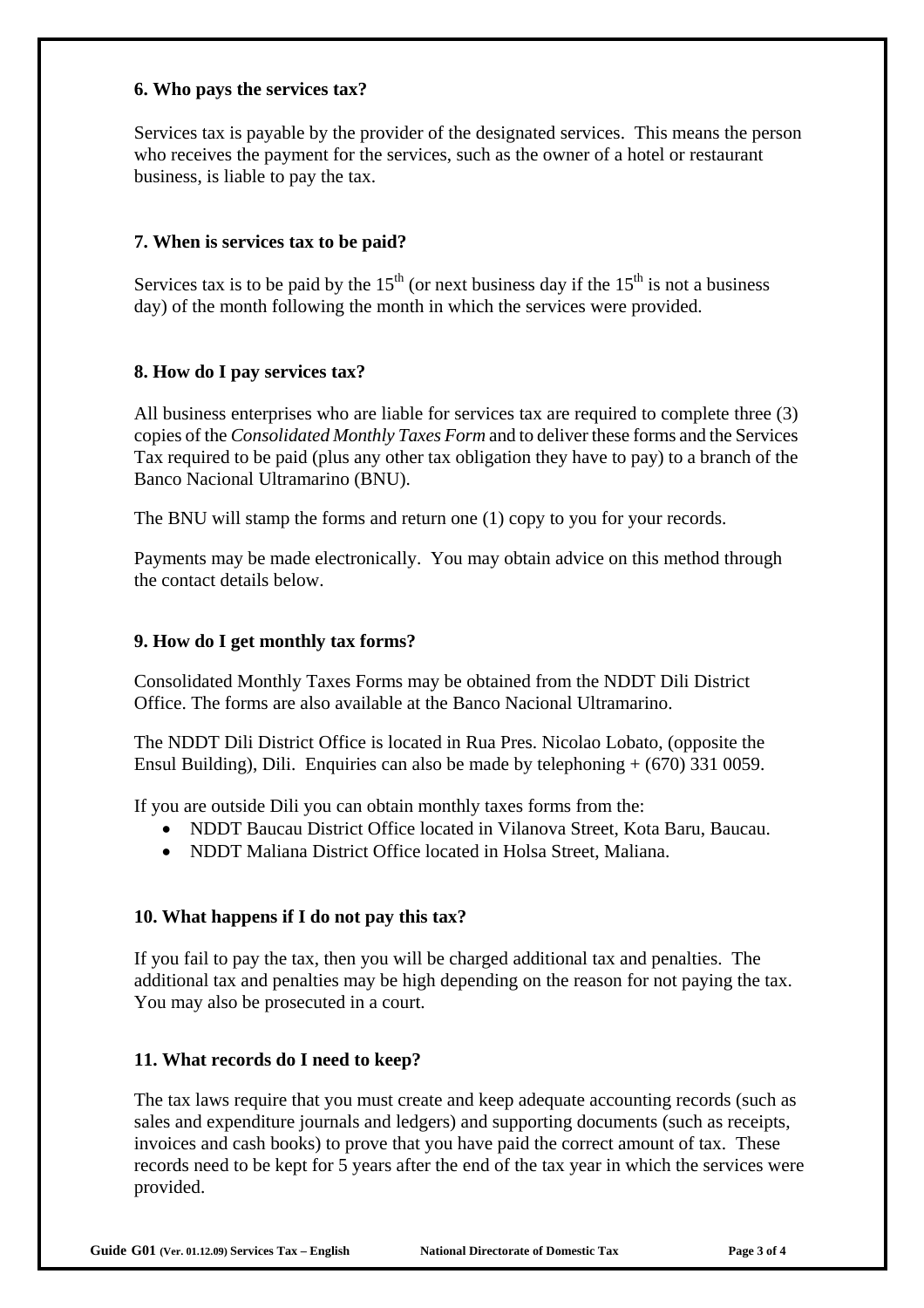### 6. Who pays the services tax?

Services tax is payable by the provider of the designated services. This means the person who receives the payment for the services, such as the owner of a hotel or restaurant business, is liable to pay the tax.

### 7. When is services tax to be paid?

Services tax is to be paid by the 15th (or next business day if the 15th is not a business day) of the month following the month in which the services were provided.

### 8. How do I pay services tax?

All business enterprises who are liable for services tax are required to complete three (3) copies of the *Consolidated Monthly Taxes Form* and to deliver these forms and the Services Tax required to be paid (plus any other tax obligation they have to pay) to a branch of the Banco Nacional Ultramarino (BNU).

The BNU will stamp the forms and return one (1) copy to you for your records.

Payments may be made electronically. You may obtain advice on this method through the contact details below.

### 9. How do I get monthly tax forms?

Consolidated Monthly Taxes Forms may be obtained from the NDDT Dili District Office. The forms are also available at the Banco Nacional Ultramarino.

The NDDT Dili District Office is located in Rua Pres. Nicolao Lobato, (opposite the Ensul Building), Dili. Enquiries can also be made by telephoning + (670) 331 0059.

If you are outside Dili you can obtain monthly taxes forms from the:

- NDDT Baucau District Office located in Vilanova Street, Kota Baru, Baucau.
- NDDT Maliana District Office located in Holsa Street, Maliana.

### 10. What happens if I do not pay this tax?

If you fail to pay the tax, then you will be charged additional tax and penalties. The additional tax and penalties may be high depending on the reason for not paying the tax. You may also be prosecuted in a court.

### 11. What records do I need to keep?

The tax laws require that you must create and keep adequate accounting records (such as sales and expenditure journals and ledgers) and supporting documents (such as receipts, invoices and cash books) to prove that you have paid the correct amount of tax. These records need to be kept for 5 years after the end of the tax year in which the services were provided.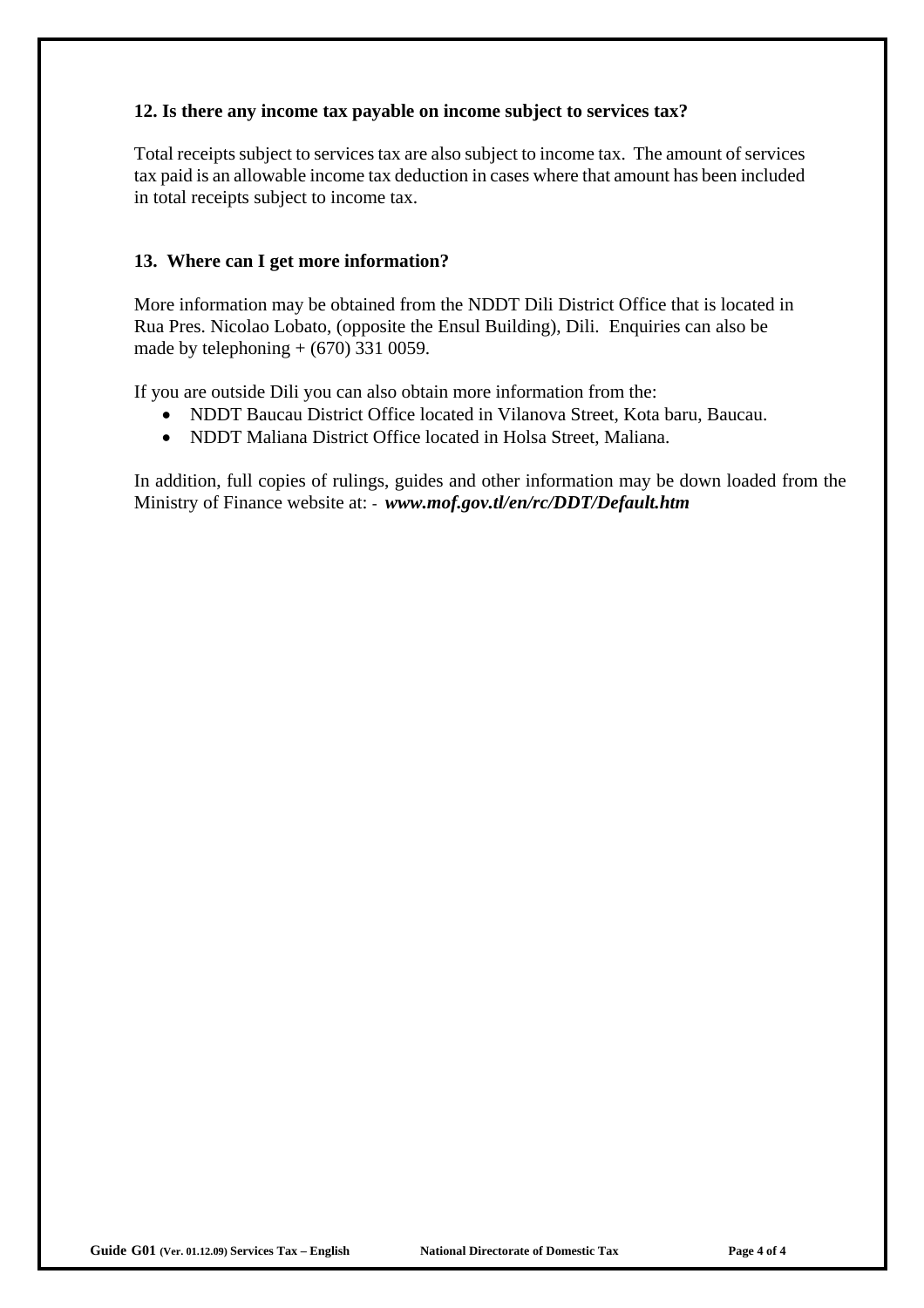**12. Is there any income tax payable on income subject to services tax?**

Total receipts subject to services tax are also subject to income tax. The amount of services tax paid is an allowable income tax deduction in cases where that amount has been included in total receipts subject to income tax.

**13. Where can I get more information?**

More information may be obtained from the NDDT Dili District Office that is located in Rua Pres. Nicolao Lobato, (opposite the Ensul Building), Dili. Enquiries can also be made by telephoning + (670) 331 0059.

If you are outside Dili you can also obtain more information from the:

- NDDT Baucau District Office located in Vilanova Street, Kota baru, Baucau.
- NDDT Maliana District Office located in Holsa Street, Maliana.

In addition, full copies of rulings, guides and other information may be down loaded from the Ministry of Finance website at: - ***www.mof.gov.tl/en/rc/DDT/Default.htm***